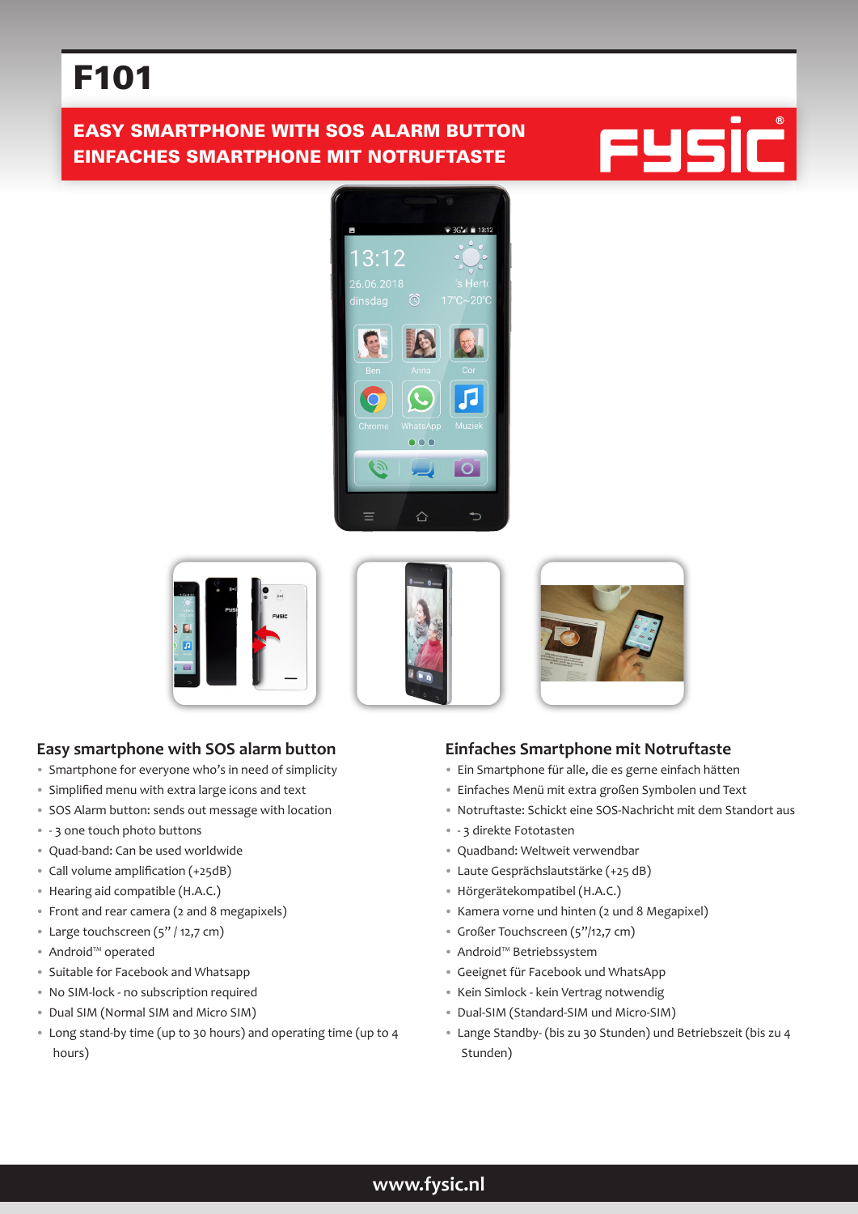# F101

**EASY SMARTPHONE WITH SOS ALARM BUTTON**
**EINFACHES SMARTPHONE MIT NOTRUFTASTE**

## Easy smartphone with SOS alarm button

- Smartphone for everyone who's in need of simplicity
- Simplified menu with extra large icons and text
- SOS Alarm button: sends out message with location
- - 3 one touch photo buttons
- Quad-band: Can be used worldwide
- Call volume amplification (+25dB)
- Hearing aid compatible (H.A.C.)
- Front and rear camera (2 and 8 megapixels)
- Large touchscreen (5" / 12,7 cm)
- Android™ operated
- Suitable for Facebook and Whatsapp
- No SIM-lock - no subscription required
- Dual SIM (Normal SIM and Micro SIM)
- Long stand-by time (up to 30 hours) and operating time (up to 4 hours)

## Einfaches Smartphone mit Notruftaste

- Ein Smartphone für alle, die es gerne einfach hätten
- Einfaches Menü mit extra großen Symbolen und Text
- Notruftaste: Schickt eine SOS-Nachricht mit dem Standort aus
- - 3 direkte Fototasten
- Quadband: Weltweit verwendbar
- Laute Gesprächslautstärke (+25 dB)
- Hörgerätekompatibel (H.A.C.)
- Kamera vorne und hinten (2 und 8 Megapixel)
- Großer Touchscreen (5"/12,7 cm)
- Android™ Betriebssystem
- Geeignet für Facebook und WhatsApp
- Kein Simlock - kein Vertrag notwendig
- Dual-SIM (Standard-SIM und Micro-SIM)
- Lange Standby- (bis zu 30 Stunden) und Betriebszeit (bis zu 4 Stunden)

www.fysic.nl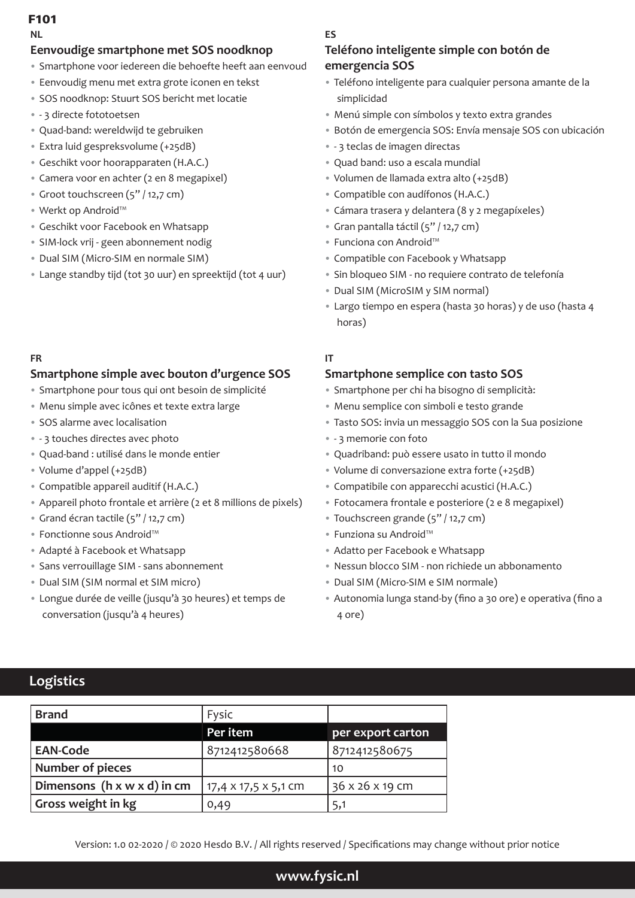# F101

## NL

### Eenvoudige smartphone met SOS noodknop

- Smartphone voor iedereen die behoefte heeft aan eenvoud
- Eenvoudig menu met extra grote iconen en tekst
- SOS noodknop: Stuurt SOS bericht met locatie
- - 3 directe fototoetsen
- Quad-band: wereldwijd te gebruiken
- Extra luid gespreksvolume (+25dB)
- Geschikt voor hoorapparaten (H.A.C.)
- Camera voor en achter (2 en 8 megapixel)
- Groot touchscreen (5" / 12,7 cm)
- Werkt op Android™
- Geschikt voor Facebook en Whatsapp
- SIM-lock vrij - geen abonnement nodig
- Dual SIM (Micro-SIM en normale SIM)
- Lange standby tijd (tot 30 uur) en spreektijd (tot 4 uur)

## ES

### Teléfono inteligente simple con botón de emergencia SOS

- Teléfono inteligente para cualquier persona amante de la simplicidad
- Menú simple con símbolos y texto extra grandes
- Botón de emergencia SOS: Envía mensaje SOS con ubicación
- - 3 teclas de imagen directas
- Quad band: uso a escala mundial
- Volumen de llamada extra alto (+25dB)
- Compatible con audífonos (H.A.C.)
- Cámara trasera y delantera (8 y 2 megapíxeles)
- Gran pantalla táctil (5" / 12,7 cm)
- Funciona con Android™
- Compatible con Facebook y Whatsapp
- Sin bloqueo SIM - no requiere contrato de telefonía
- Dual SIM (MicroSIM y SIM normal)
- Largo tiempo en espera (hasta 30 horas) y de uso (hasta 4 horas)

## FR

### Smartphone simple avec bouton d'urgence SOS

- Smartphone pour tous qui ont besoin de simplicité
- Menu simple avec icônes et texte extra large
- SOS alarme avec localisation
- - 3 touches directes avec photo
- Quad-band : utilisé dans le monde entier
- Volume d'appel (+25dB)
- Compatible appareil auditif (H.A.C.)
- Appareil photo frontale et arrière (2 et 8 millions de pixels)
- Grand écran tactile (5" / 12,7 cm)
- Fonctionne sous Android™
- Adapté à Facebook et Whatsapp
- Sans verrouillage SIM - sans abonnement
- Dual SIM (SIM normal et SIM micro)
- Longue durée de veille (jusqu'à 30 heures) et temps de conversation (jusqu'à 4 heures)

## IT

### Smartphone semplice con tasto SOS

- Smartphone per chi ha bisogno di semplicità:
- Menu semplice con simboli e testo grande
- Tasto SOS: invia un messaggio SOS con la Sua posizione
- - 3 memorie con foto
- Quadriband: può essere usato in tutto il mondo
- Volume di conversazione extra forte (+25dB)
- Compatibile con apparecchi acustici (H.A.C.)
- Fotocamera frontale e posteriore (2 e 8 megapixel)
- Touchscreen grande (5" / 12,7 cm)
- Funziona su Android™
- Adatto per Facebook e Whatsapp
- Nessun blocco SIM - non richiede un abbonamento
- Dual SIM (Micro-SIM e SIM normale)
- Autonomia lunga stand-by (fino a 30 ore) e operativa (fino a 4 ore)

## Logistics

| Brand | Fysic | |
|---|---|---|
| | **Per item** | **per export carton** |
| **EAN-Code** | 8712412580668 | 8712412580675 |
| **Number of pieces** | | 10 |
| **Dimensons (h x w x d) in cm** | 17,4 x 17,5 x 5,1 cm | 36 x 26 x 19 cm |
| **Gross weight in kg** | 0,49 | 5,1 |

Version: 1.0 02-2020 / © 2020 Hesdo B.V. / All rights reserved / Specifications may change without prior notice

**www.fysic.nl**